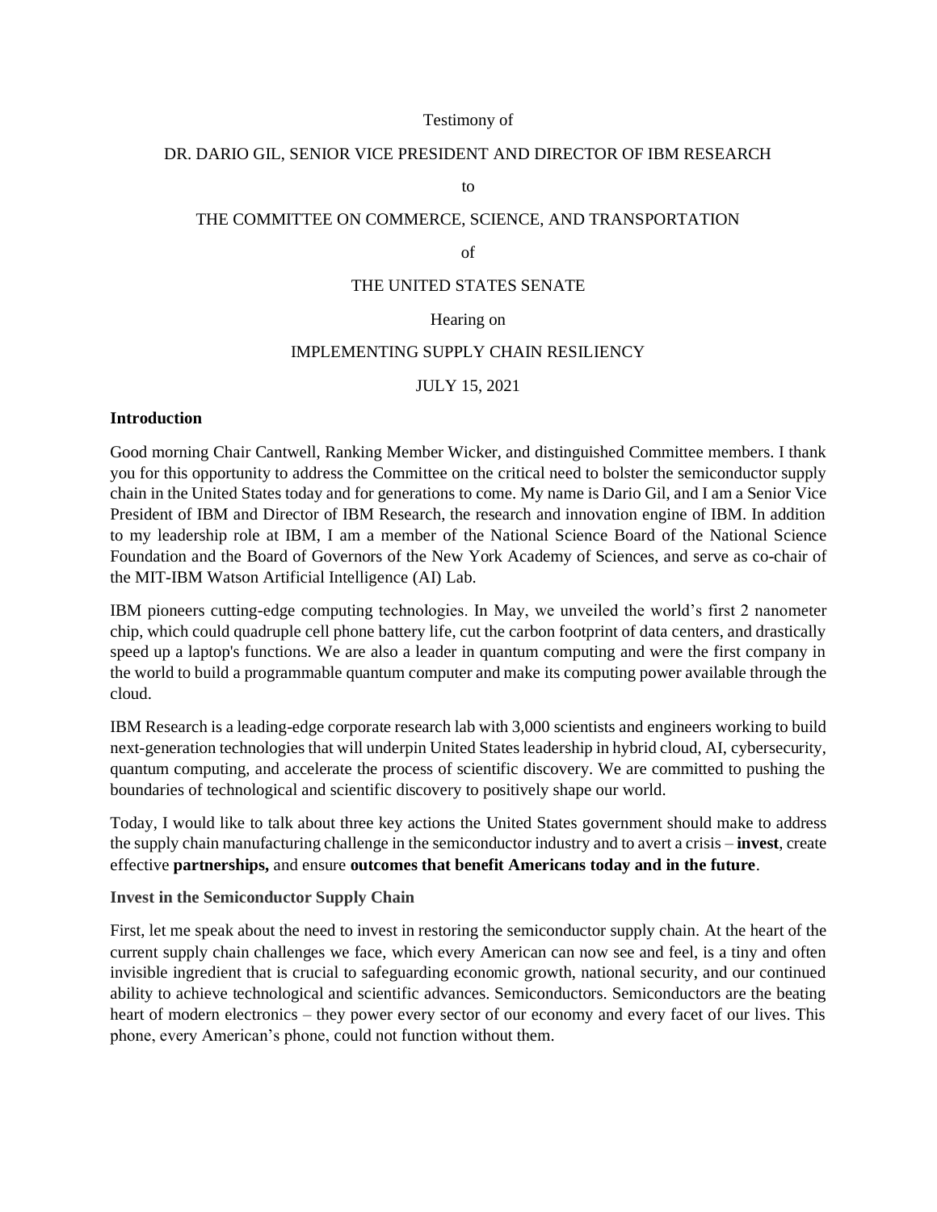Testimony of

DR. DARIO GIL, SENIOR VICE PRESIDENT AND DIRECTOR OF IBM RESEARCH

to

THE COMMITTEE ON COMMERCE, SCIENCE, AND TRANSPORTATION

of

THE UNITED STATES SENATE

Hearing on

IMPLEMENTING SUPPLY CHAIN RESILIENCY

JULY 15, 2021

## Introduction

Good morning Chair Cantwell, Ranking Member Wicker, and distinguished Committee members. I thank you for this opportunity to address the Committee on the critical need to bolster the semiconductor supply chain in the United States today and for generations to come. My name is Dario Gil, and I am a Senior Vice President of IBM and Director of IBM Research, the research and innovation engine of IBM. In addition to my leadership role at IBM, I am a member of the National Science Board of the National Science Foundation and the Board of Governors of the New York Academy of Sciences, and serve as co-chair of the MIT-IBM Watson Artificial Intelligence (AI) Lab.

IBM pioneers cutting-edge computing technologies. In May, we unveiled the world's first 2 nanometer chip, which could quadruple cell phone battery life, cut the carbon footprint of data centers, and drastically speed up a laptop's functions. We are also a leader in quantum computing and were the first company in the world to build a programmable quantum computer and make its computing power available through the cloud.

IBM Research is a leading-edge corporate research lab with 3,000 scientists and engineers working to build next-generation technologies that will underpin United States leadership in hybrid cloud, AI, cybersecurity, quantum computing, and accelerate the process of scientific discovery. We are committed to pushing the boundaries of technological and scientific discovery to positively shape our world.

Today, I would like to talk about three key actions the United States government should make to address the supply chain manufacturing challenge in the semiconductor industry and to avert a crisis – **invest**, create effective **partnerships,** and ensure **outcomes that benefit Americans today and in the future**.

### Invest in the Semiconductor Supply Chain

First, let me speak about the need to invest in restoring the semiconductor supply chain. At the heart of the current supply chain challenges we face, which every American can now see and feel, is a tiny and often invisible ingredient that is crucial to safeguarding economic growth, national security, and our continued ability to achieve technological and scientific advances. Semiconductors. Semiconductors are the beating heart of modern electronics – they power every sector of our economy and every facet of our lives. This phone, every American's phone, could not function without them.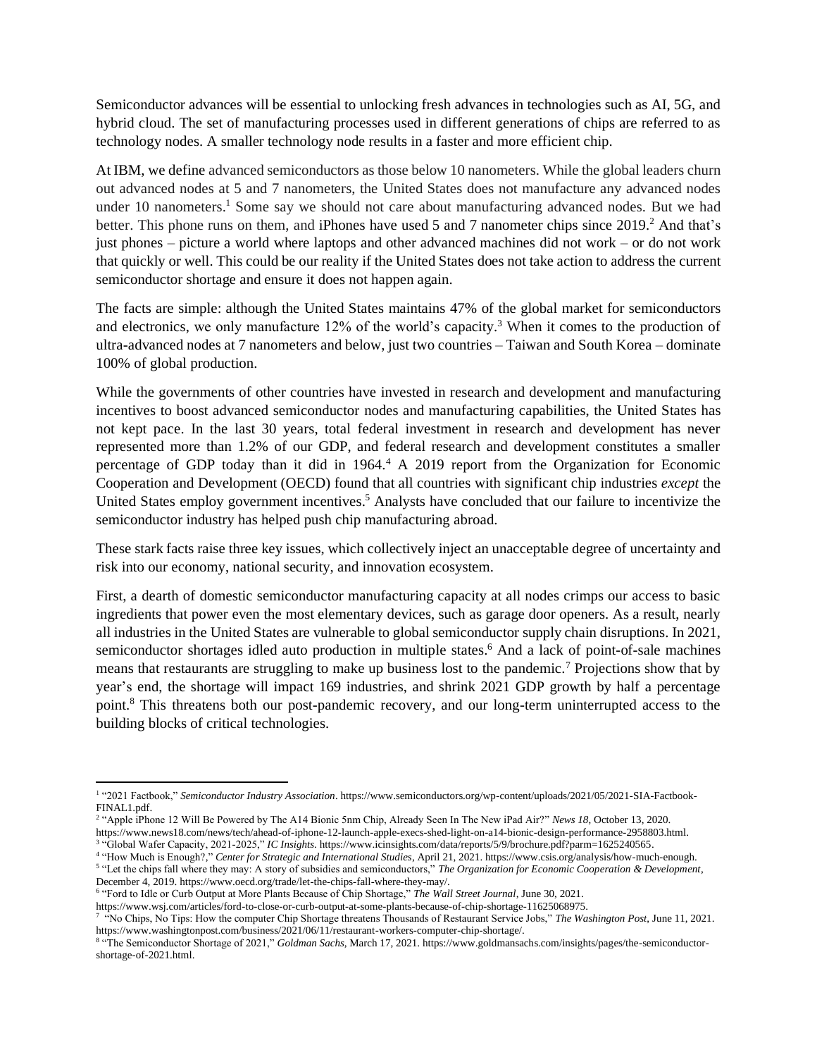Semiconductor advances will be essential to unlocking fresh advances in technologies such as AI, 5G, and hybrid cloud. The set of manufacturing processes used in different generations of chips are referred to as technology nodes. A smaller technology node results in a faster and more efficient chip.

At IBM, we define advanced semiconductors as those below 10 nanometers. While the global leaders churn out advanced nodes at 5 and 7 nanometers, the United States does not manufacture any advanced nodes under 10 nanometers.[1] Some say we should not care about manufacturing advanced nodes. But we had better. This phone runs on them, and iPhones have used 5 and 7 nanometer chips since 2019.[2] And that's just phones – picture a world where laptops and other advanced machines did not work – or do not work that quickly or well. This could be our reality if the United States does not take action to address the current semiconductor shortage and ensure it does not happen again.

The facts are simple: although the United States maintains 47% of the global market for semiconductors and electronics, we only manufacture 12% of the world's capacity.[3] When it comes to the production of ultra-advanced nodes at 7 nanometers and below, just two countries – Taiwan and South Korea – dominate 100% of global production.

While the governments of other countries have invested in research and development and manufacturing incentives to boost advanced semiconductor nodes and manufacturing capabilities, the United States has not kept pace. In the last 30 years, total federal investment in research and development has never represented more than 1.2% of our GDP, and federal research and development constitutes a smaller percentage of GDP today than it did in 1964.[4] A 2019 report from the Organization for Economic Cooperation and Development (OECD) found that all countries with significant chip industries *except* the United States employ government incentives.[5] Analysts have concluded that our failure to incentivize the semiconductor industry has helped push chip manufacturing abroad.

These stark facts raise three key issues, which collectively inject an unacceptable degree of uncertainty and risk into our economy, national security, and innovation ecosystem.

First, a dearth of domestic semiconductor manufacturing capacity at all nodes crimps our access to basic ingredients that power even the most elementary devices, such as garage door openers. As a result, nearly all industries in the United States are vulnerable to global semiconductor supply chain disruptions. In 2021, semiconductor shortages idled auto production in multiple states.[6] And a lack of point-of-sale machines means that restaurants are struggling to make up business lost to the pandemic.[7] Projections show that by year's end, the shortage will impact 169 industries, and shrink 2021 GDP growth by half a percentage point.[8] This threatens both our post-pandemic recovery, and our long-term uninterrupted access to the building blocks of critical technologies.

---

[1] "2021 Factbook," *Semiconductor Industry Association*. https://www.semiconductors.org/wp-content/uploads/2021/05/2021-SIA-Factbook-FINAL1.pdf.

[2] "Apple iPhone 12 Will Be Powered by The A14 Bionic 5nm Chip, Already Seen In The New iPad Air?" *News 18*, October 13, 2020. https://www.news18.com/news/tech/ahead-of-iphone-12-launch-apple-execs-shed-light-on-a14-bionic-design-performance-2958803.html.

[3] "Global Wafer Capacity, 2021-2025," *IC Insights*. https://www.icinsights.com/data/reports/5/9/brochure.pdf?parm=1625240565.

[4] "How Much is Enough?," *Center for Strategic and International Studies*, April 21, 2021. https://www.csis.org/analysis/how-much-enough.

[5] "Let the chips fall where they may: A story of subsidies and semiconductors," *The Organization for Economic Cooperation & Development*, December 4, 2019. https://www.oecd.org/trade/let-the-chips-fall-where-they-may/.

[6] "Ford to Idle or Curb Output at More Plants Because of Chip Shortage," *The Wall Street Journal*, June 30, 2021. https://www.wsj.com/articles/ford-to-close-or-curb-output-at-some-plants-because-of-chip-shortage-11625068975.

[7] "No Chips, No Tips: How the computer Chip Shortage threatens Thousands of Restaurant Service Jobs," *The Washington Post*, June 11, 2021. https://www.washingtonpost.com/business/2021/06/11/restaurant-workers-computer-chip-shortage/.

[8] "The Semiconductor Shortage of 2021," *Goldman Sachs*, March 17, 2021. https://www.goldmansachs.com/insights/pages/the-semiconductor-shortage-of-2021.html.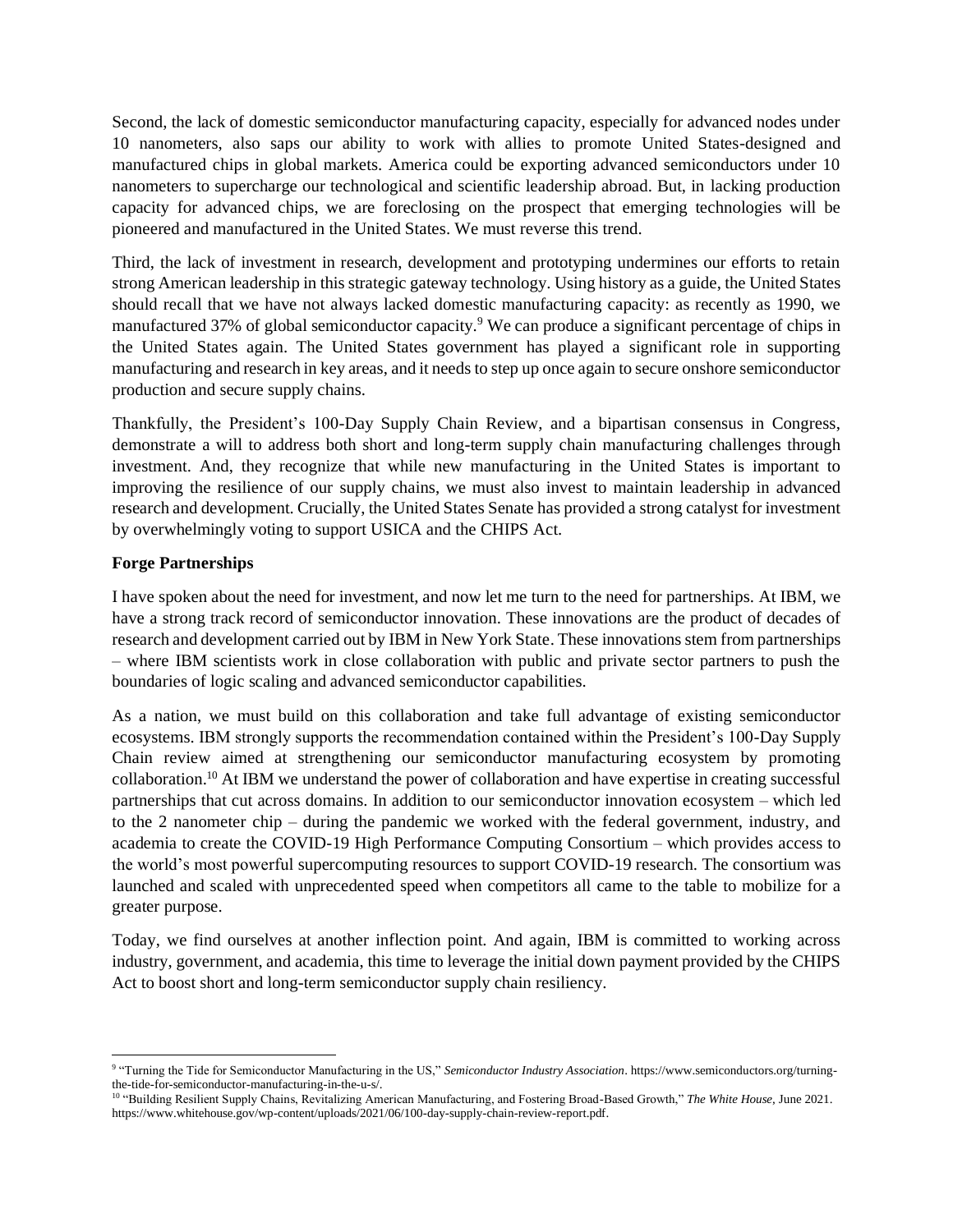Second, the lack of domestic semiconductor manufacturing capacity, especially for advanced nodes under 10 nanometers, also saps our ability to work with allies to promote United States-designed and manufactured chips in global markets. America could be exporting advanced semiconductors under 10 nanometers to supercharge our technological and scientific leadership abroad. But, in lacking production capacity for advanced chips, we are foreclosing on the prospect that emerging technologies will be pioneered and manufactured in the United States. We must reverse this trend.

Third, the lack of investment in research, development and prototyping undermines our efforts to retain strong American leadership in this strategic gateway technology. Using history as a guide, the United States should recall that we have not always lacked domestic manufacturing capacity: as recently as 1990, we manufactured 37% of global semiconductor capacity.[9] We can produce a significant percentage of chips in the United States again. The United States government has played a significant role in supporting manufacturing and research in key areas, and it needs to step up once again to secure onshore semiconductor production and secure supply chains.

Thankfully, the President's 100-Day Supply Chain Review, and a bipartisan consensus in Congress, demonstrate a will to address both short and long-term supply chain manufacturing challenges through investment. And, they recognize that while new manufacturing in the United States is important to improving the resilience of our supply chains, we must also invest to maintain leadership in advanced research and development. Crucially, the United States Senate has provided a strong catalyst for investment by overwhelmingly voting to support USICA and the CHIPS Act.

**Forge Partnerships**

I have spoken about the need for investment, and now let me turn to the need for partnerships. At IBM, we have a strong track record of semiconductor innovation. These innovations are the product of decades of research and development carried out by IBM in New York State. These innovations stem from partnerships – where IBM scientists work in close collaboration with public and private sector partners to push the boundaries of logic scaling and advanced semiconductor capabilities.

As a nation, we must build on this collaboration and take full advantage of existing semiconductor ecosystems. IBM strongly supports the recommendation contained within the President's 100-Day Supply Chain review aimed at strengthening our semiconductor manufacturing ecosystem by promoting collaboration.[10] At IBM we understand the power of collaboration and have expertise in creating successful partnerships that cut across domains. In addition to our semiconductor innovation ecosystem – which led to the 2 nanometer chip – during the pandemic we worked with the federal government, industry, and academia to create the COVID-19 High Performance Computing Consortium – which provides access to the world's most powerful supercomputing resources to support COVID-19 research. The consortium was launched and scaled with unprecedented speed when competitors all came to the table to mobilize for a greater purpose.

Today, we find ourselves at another inflection point. And again, IBM is committed to working across industry, government, and academia, this time to leverage the initial down payment provided by the CHIPS Act to boost short and long-term semiconductor supply chain resiliency.

---

[9] "Turning the Tide for Semiconductor Manufacturing in the US," *Semiconductor Industry Association*. https://www.semiconductors.org/turning-the-tide-for-semiconductor-manufacturing-in-the-u-s/.

[10] "Building Resilient Supply Chains, Revitalizing American Manufacturing, and Fostering Broad-Based Growth," *The White House*, June 2021. https://www.whitehouse.gov/wp-content/uploads/2021/06/100-day-supply-chain-review-report.pdf.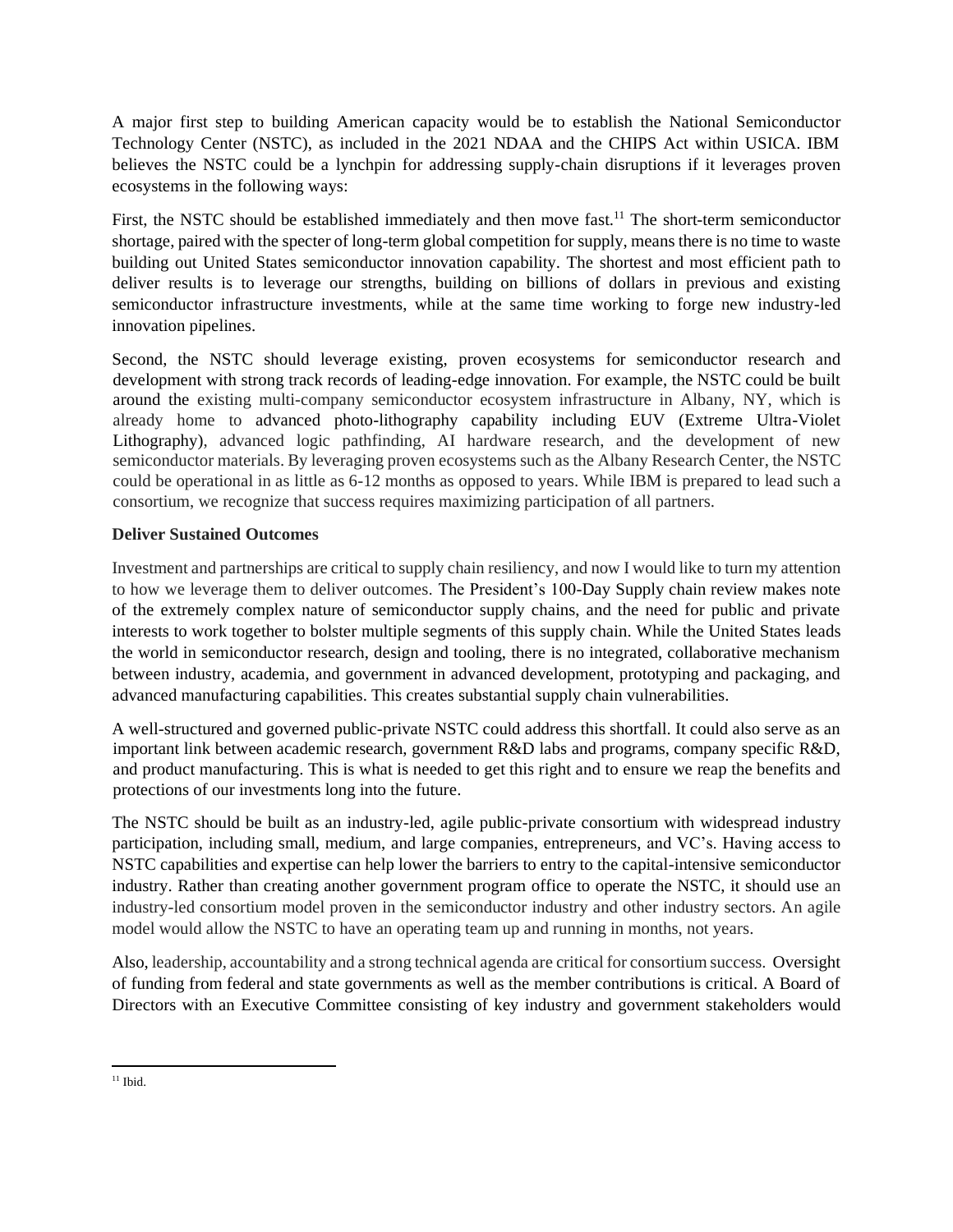A major first step to building American capacity would be to establish the National Semiconductor Technology Center (NSTC), as included in the 2021 NDAA and the CHIPS Act within USICA. IBM believes the NSTC could be a lynchpin for addressing supply-chain disruptions if it leverages proven ecosystems in the following ways:

First, the NSTC should be established immediately and then move fast.[11] The short-term semiconductor shortage, paired with the specter of long-term global competition for supply, means there is no time to waste building out United States semiconductor innovation capability. The shortest and most efficient path to deliver results is to leverage our strengths, building on billions of dollars in previous and existing semiconductor infrastructure investments, while at the same time working to forge new industry-led innovation pipelines.

Second, the NSTC should leverage existing, proven ecosystems for semiconductor research and development with strong track records of leading-edge innovation. For example, the NSTC could be built around the existing multi-company semiconductor ecosystem infrastructure in Albany, NY, which is already home to advanced photo-lithography capability including EUV (Extreme Ultra-Violet Lithography), advanced logic pathfinding, AI hardware research, and the development of new semiconductor materials. By leveraging proven ecosystems such as the Albany Research Center, the NSTC could be operational in as little as 6-12 months as opposed to years. While IBM is prepared to lead such a consortium, we recognize that success requires maximizing participation of all partners.

**Deliver Sustained Outcomes**

Investment and partnerships are critical to supply chain resiliency, and now I would like to turn my attention to how we leverage them to deliver outcomes. The President's 100-Day Supply chain review makes note of the extremely complex nature of semiconductor supply chains, and the need for public and private interests to work together to bolster multiple segments of this supply chain. While the United States leads the world in semiconductor research, design and tooling, there is no integrated, collaborative mechanism between industry, academia, and government in advanced development, prototyping and packaging, and advanced manufacturing capabilities. This creates substantial supply chain vulnerabilities.

A well-structured and governed public-private NSTC could address this shortfall. It could also serve as an important link between academic research, government R&D labs and programs, company specific R&D, and product manufacturing. This is what is needed to get this right and to ensure we reap the benefits and protections of our investments long into the future.

The NSTC should be built as an industry-led, agile public-private consortium with widespread industry participation, including small, medium, and large companies, entrepreneurs, and VC's. Having access to NSTC capabilities and expertise can help lower the barriers to entry to the capital-intensive semiconductor industry. Rather than creating another government program office to operate the NSTC, it should use an industry-led consortium model proven in the semiconductor industry and other industry sectors. An agile model would allow the NSTC to have an operating team up and running in months, not years.

Also, leadership, accountability and a strong technical agenda are critical for consortium success. Oversight of funding from federal and state governments as well as the member contributions is critical. A Board of Directors with an Executive Committee consisting of key industry and government stakeholders would

[11] Ibid.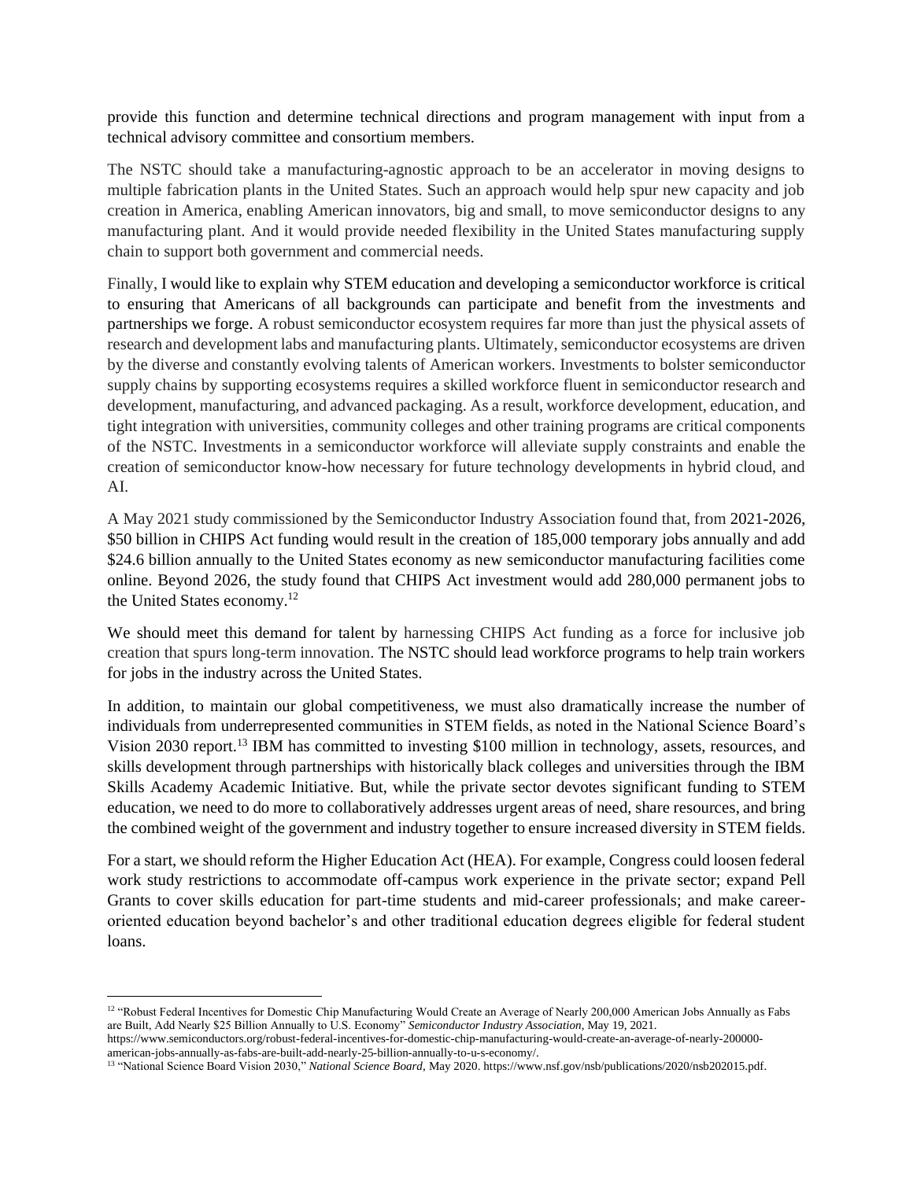provide this function and determine technical directions and program management with input from a technical advisory committee and consortium members.

The NSTC should take a manufacturing-agnostic approach to be an accelerator in moving designs to multiple fabrication plants in the United States. Such an approach would help spur new capacity and job creation in America, enabling American innovators, big and small, to move semiconductor designs to any manufacturing plant. And it would provide needed flexibility in the United States manufacturing supply chain to support both government and commercial needs.

Finally, I would like to explain why STEM education and developing a semiconductor workforce is critical to ensuring that Americans of all backgrounds can participate and benefit from the investments and partnerships we forge. A robust semiconductor ecosystem requires far more than just the physical assets of research and development labs and manufacturing plants. Ultimately, semiconductor ecosystems are driven by the diverse and constantly evolving talents of American workers. Investments to bolster semiconductor supply chains by supporting ecosystems requires a skilled workforce fluent in semiconductor research and development, manufacturing, and advanced packaging. As a result, workforce development, education, and tight integration with universities, community colleges and other training programs are critical components of the NSTC. Investments in a semiconductor workforce will alleviate supply constraints and enable the creation of semiconductor know-how necessary for future technology developments in hybrid cloud, and AI.

A May 2021 study commissioned by the Semiconductor Industry Association found that, from 2021-2026, $50 billion in CHIPS Act funding would result in the creation of 185,000 temporary jobs annually and add $24.6 billion annually to the United States economy as new semiconductor manufacturing facilities come online. Beyond 2026, the study found that CHIPS Act investment would add 280,000 permanent jobs to the United States economy.[12]

We should meet this demand for talent by harnessing CHIPS Act funding as a force for inclusive job creation that spurs long-term innovation. The NSTC should lead workforce programs to help train workers for jobs in the industry across the United States.

In addition, to maintain our global competitiveness, we must also dramatically increase the number of individuals from underrepresented communities in STEM fields, as noted in the National Science Board's Vision 2030 report.[13] IBM has committed to investing $100 million in technology, assets, resources, and skills development through partnerships with historically black colleges and universities through the IBM Skills Academy Academic Initiative. But, while the private sector devotes significant funding to STEM education, we need to do more to collaboratively addresses urgent areas of need, share resources, and bring the combined weight of the government and industry together to ensure increased diversity in STEM fields.

For a start, we should reform the Higher Education Act (HEA). For example, Congress could loosen federal work study restrictions to accommodate off-campus work experience in the private sector; expand Pell Grants to cover skills education for part-time students and mid-career professionals; and make career-oriented education beyond bachelor's and other traditional education degrees eligible for federal student loans.

---

[12] "Robust Federal Incentives for Domestic Chip Manufacturing Would Create an Average of Nearly 200,000 American Jobs Annually as Fabs are Built, Add Nearly $25 Billion Annually to U.S. Economy" *Semiconductor Industry Association*, May 19, 2021. https://www.semiconductors.org/robust-federal-incentives-for-domestic-chip-manufacturing-would-create-an-average-of-nearly-200000-american-jobs-annually-as-fabs-are-built-add-nearly-25-billion-annually-to-u-s-economy/.

[13] "National Science Board Vision 2030," *National Science Board*, May 2020. https://www.nsf.gov/nsb/publications/2020/nsb202015.pdf.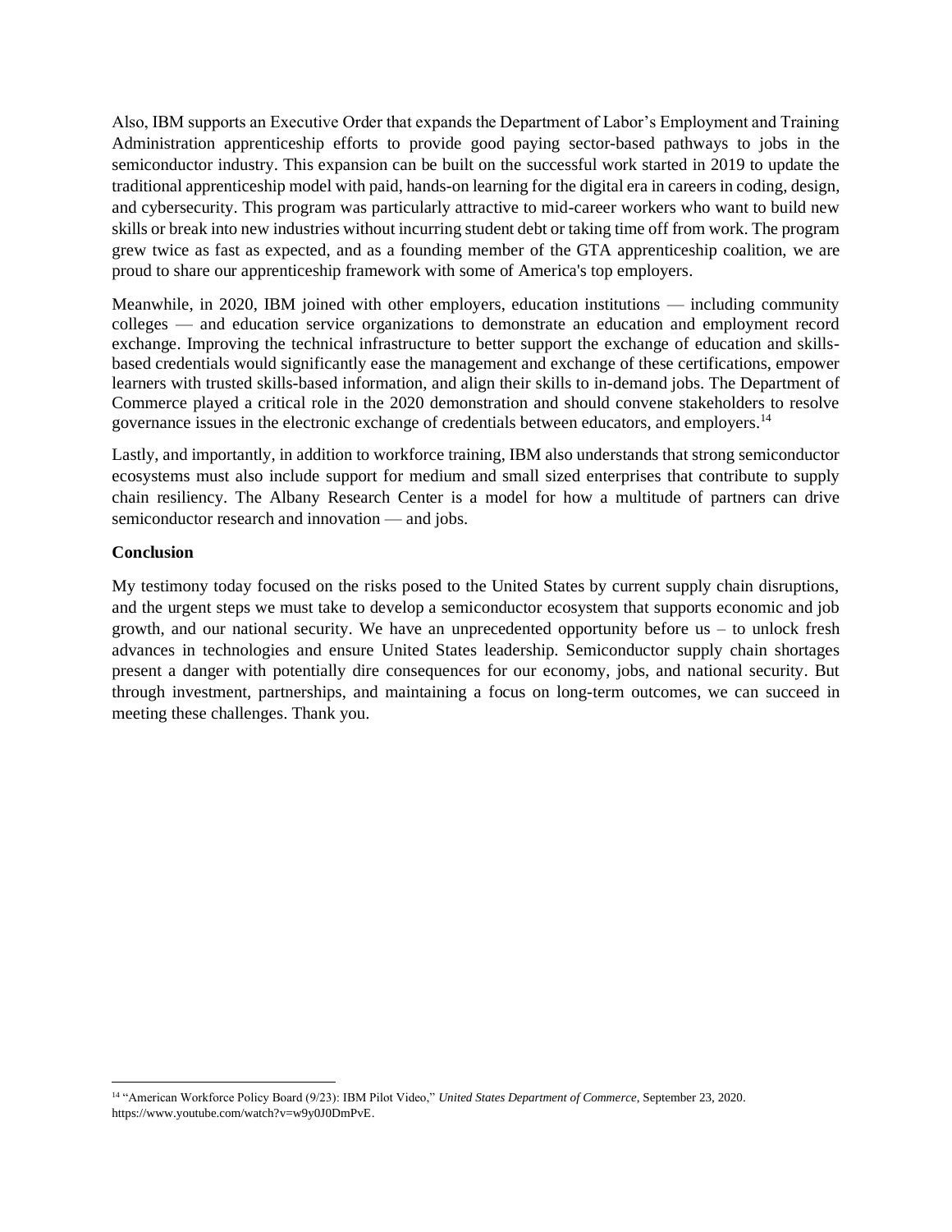Also, IBM supports an Executive Order that expands the Department of Labor's Employment and Training Administration apprenticeship efforts to provide good paying sector-based pathways to jobs in the semiconductor industry. This expansion can be built on the successful work started in 2019 to update the traditional apprenticeship model with paid, hands-on learning for the digital era in careers in coding, design, and cybersecurity. This program was particularly attractive to mid-career workers who want to build new skills or break into new industries without incurring student debt or taking time off from work. The program grew twice as fast as expected, and as a founding member of the GTA apprenticeship coalition, we are proud to share our apprenticeship framework with some of America's top employers.

Meanwhile, in 2020, IBM joined with other employers, education institutions — including community colleges — and education service organizations to demonstrate an education and employment record exchange. Improving the technical infrastructure to better support the exchange of education and skills-based credentials would significantly ease the management and exchange of these certifications, empower learners with trusted skills-based information, and align their skills to in-demand jobs. The Department of Commerce played a critical role in the 2020 demonstration and should convene stakeholders to resolve governance issues in the electronic exchange of credentials between educators, and employers.[14]

Lastly, and importantly, in addition to workforce training, IBM also understands that strong semiconductor ecosystems must also include support for medium and small sized enterprises that contribute to supply chain resiliency. The Albany Research Center is a model for how a multitude of partners can drive semiconductor research and innovation — and jobs.

**Conclusion**

My testimony today focused on the risks posed to the United States by current supply chain disruptions, and the urgent steps we must take to develop a semiconductor ecosystem that supports economic and job growth, and our national security. We have an unprecedented opportunity before us – to unlock fresh advances in technologies and ensure United States leadership. Semiconductor supply chain shortages present a danger with potentially dire consequences for our economy, jobs, and national security. But through investment, partnerships, and maintaining a focus on long-term outcomes, we can succeed in meeting these challenges. Thank you.

---

[14] "American Workforce Policy Board (9/23): IBM Pilot Video," *United States Department of Commerce*, September 23, 2020. https://www.youtube.com/watch?v=w9y0J0DmPvE.